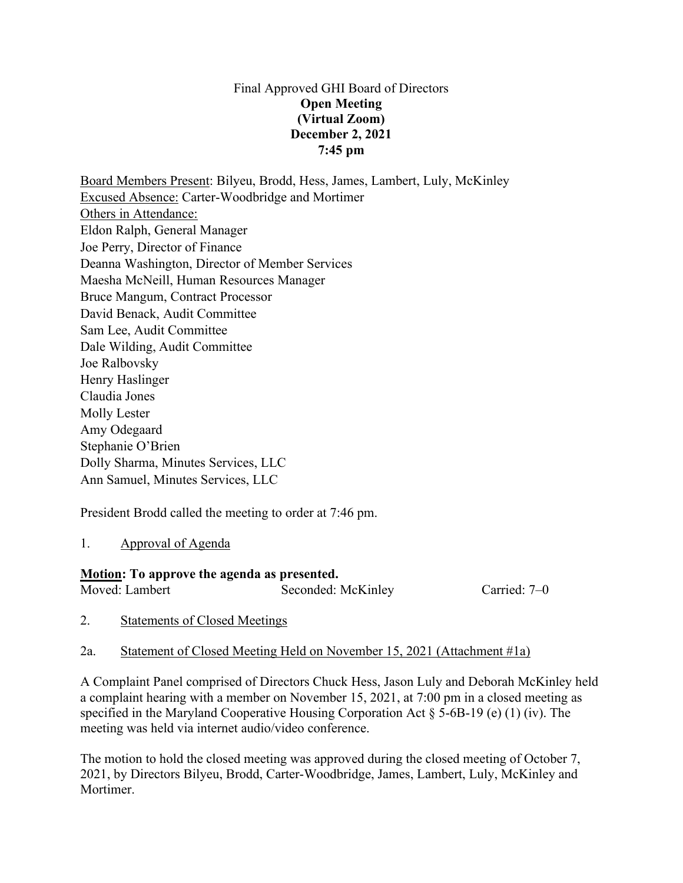Final Approved GHI Board of Directors

**Open Meeting**
**(Virtual Zoom)**
**December 2, 2021**
**7:45 pm**

Board Members Present: Bilyeu, Brodd, Hess, James, Lambert, Luly, McKinley
Excused Absence: Carter-Woodbridge and Mortimer
Others in Attendance:
Eldon Ralph, General Manager
Joe Perry, Director of Finance
Deanna Washington, Director of Member Services
Maesha McNeill, Human Resources Manager
Bruce Mangum, Contract Processor
David Benack, Audit Committee
Sam Lee, Audit Committee
Dale Wilding, Audit Committee
Joe Ralbovsky
Henry Haslinger
Claudia Jones
Molly Lester
Amy Odegaard
Stephanie O'Brien
Dolly Sharma, Minutes Services, LLC
Ann Samuel, Minutes Services, LLC

President Brodd called the meeting to order at 7:46 pm.

1. Approval of Agenda

**Motion: To approve the agenda as presented.**
Moved: Lambert Seconded: McKinley Carried: 7–0

2. Statements of Closed Meetings

2a. Statement of Closed Meeting Held on November 15, 2021 (Attachment #1a)

A Complaint Panel comprised of Directors Chuck Hess, Jason Luly and Deborah McKinley held a complaint hearing with a member on November 15, 2021, at 7:00 pm in a closed meeting as specified in the Maryland Cooperative Housing Corporation Act § 5-6B-19 (e) (1) (iv). The meeting was held via internet audio/video conference.

The motion to hold the closed meeting was approved during the closed meeting of October 7, 2021, by Directors Bilyeu, Brodd, Carter-Woodbridge, James, Lambert, Luly, McKinley and Mortimer.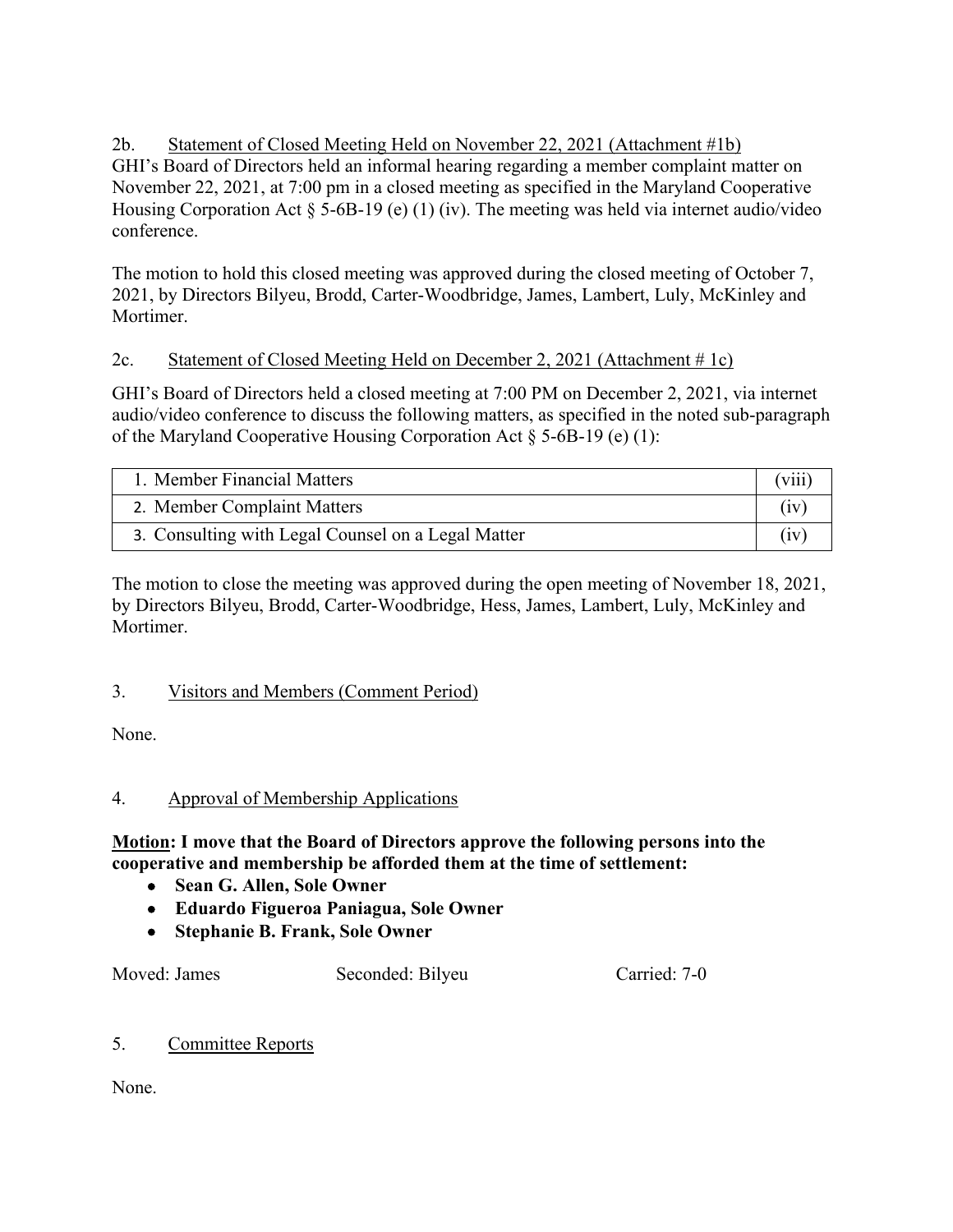2b. Statement of Closed Meeting Held on November 22, 2021 (Attachment #1b)

GHI's Board of Directors held an informal hearing regarding a member complaint matter on November 22, 2021, at 7:00 pm in a closed meeting as specified in the Maryland Cooperative Housing Corporation Act § 5-6B-19 (e) (1) (iv). The meeting was held via internet audio/video conference.

The motion to hold this closed meeting was approved during the closed meeting of October 7, 2021, by Directors Bilyeu, Brodd, Carter-Woodbridge, James, Lambert, Luly, McKinley and Mortimer.

2c. Statement of Closed Meeting Held on December 2, 2021 (Attachment # 1c)

GHI's Board of Directors held a closed meeting at 7:00 PM on December 2, 2021, via internet audio/video conference to discuss the following matters, as specified in the noted sub-paragraph of the Maryland Cooperative Housing Corporation Act § 5-6B-19 (e) (1):

| | |
|---|---|
| 1. Member Financial Matters | (viii) |
| 2. Member Complaint Matters | (iv) |
| 3. Consulting with Legal Counsel on a Legal Matter | (iv) |

The motion to close the meeting was approved during the open meeting of November 18, 2021, by Directors Bilyeu, Brodd, Carter-Woodbridge, Hess, James, Lambert, Luly, McKinley and Mortimer.

3. Visitors and Members (Comment Period)

None.

4. Approval of Membership Applications

**Motion: I move that the Board of Directors approve the following persons into the cooperative and membership be afforded them at the time of settlement:**

- **Sean G. Allen, Sole Owner**
- **Eduardo Figueroa Paniagua, Sole Owner**
- **Stephanie B. Frank, Sole Owner**

Moved: James Seconded: Bilyeu Carried: 7-0

5. Committee Reports

None.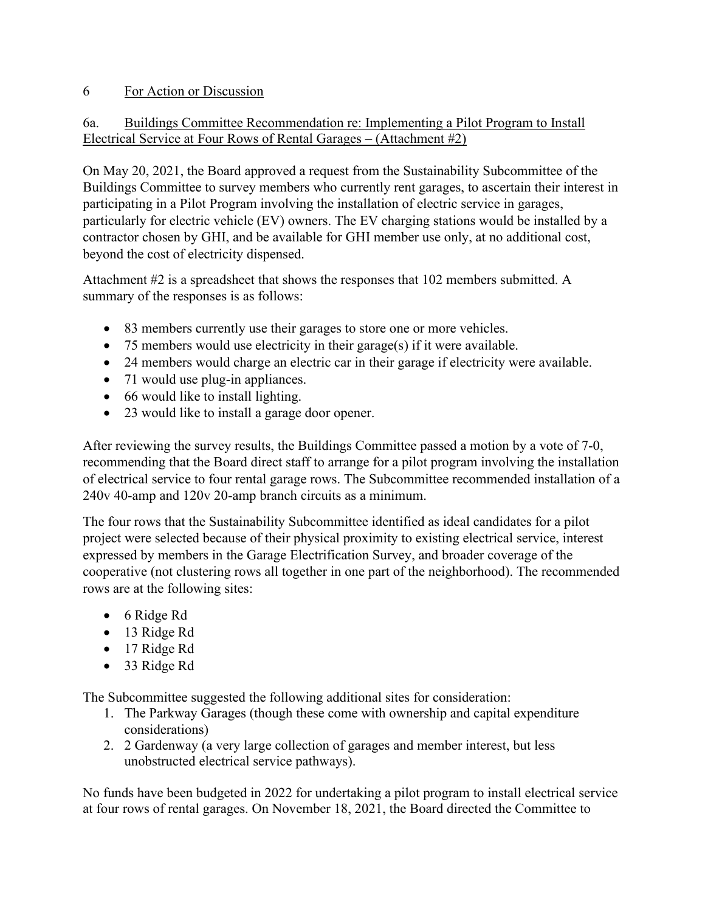## 6 For Action or Discussion

### 6a. Buildings Committee Recommendation re: Implementing a Pilot Program to Install Electrical Service at Four Rows of Rental Garages – (Attachment #2)

On May 20, 2021, the Board approved a request from the Sustainability Subcommittee of the Buildings Committee to survey members who currently rent garages, to ascertain their interest in participating in a Pilot Program involving the installation of electric service in garages, particularly for electric vehicle (EV) owners. The EV charging stations would be installed by a contractor chosen by GHI, and be available for GHI member use only, at no additional cost, beyond the cost of electricity dispensed.

Attachment #2 is a spreadsheet that shows the responses that 102 members submitted. A summary of the responses is as follows:

- 83 members currently use their garages to store one or more vehicles.
- 75 members would use electricity in their garage(s) if it were available.
- 24 members would charge an electric car in their garage if electricity were available.
- 71 would use plug-in appliances.
- 66 would like to install lighting.
- 23 would like to install a garage door opener.

After reviewing the survey results, the Buildings Committee passed a motion by a vote of 7-0, recommending that the Board direct staff to arrange for a pilot program involving the installation of electrical service to four rental garage rows. The Subcommittee recommended installation of a 240v 40-amp and 120v 20-amp branch circuits as a minimum.

The four rows that the Sustainability Subcommittee identified as ideal candidates for a pilot project were selected because of their physical proximity to existing electrical service, interest expressed by members in the Garage Electrification Survey, and broader coverage of the cooperative (not clustering rows all together in one part of the neighborhood). The recommended rows are at the following sites:

- 6 Ridge Rd
- 13 Ridge Rd
- 17 Ridge Rd
- 33 Ridge Rd

The Subcommittee suggested the following additional sites for consideration:

1. The Parkway Garages (though these come with ownership and capital expenditure considerations)
2. 2 Gardenway (a very large collection of garages and member interest, but less unobstructed electrical service pathways).

No funds have been budgeted in 2022 for undertaking a pilot program to install electrical service at four rows of rental garages. On November 18, 2021, the Board directed the Committee to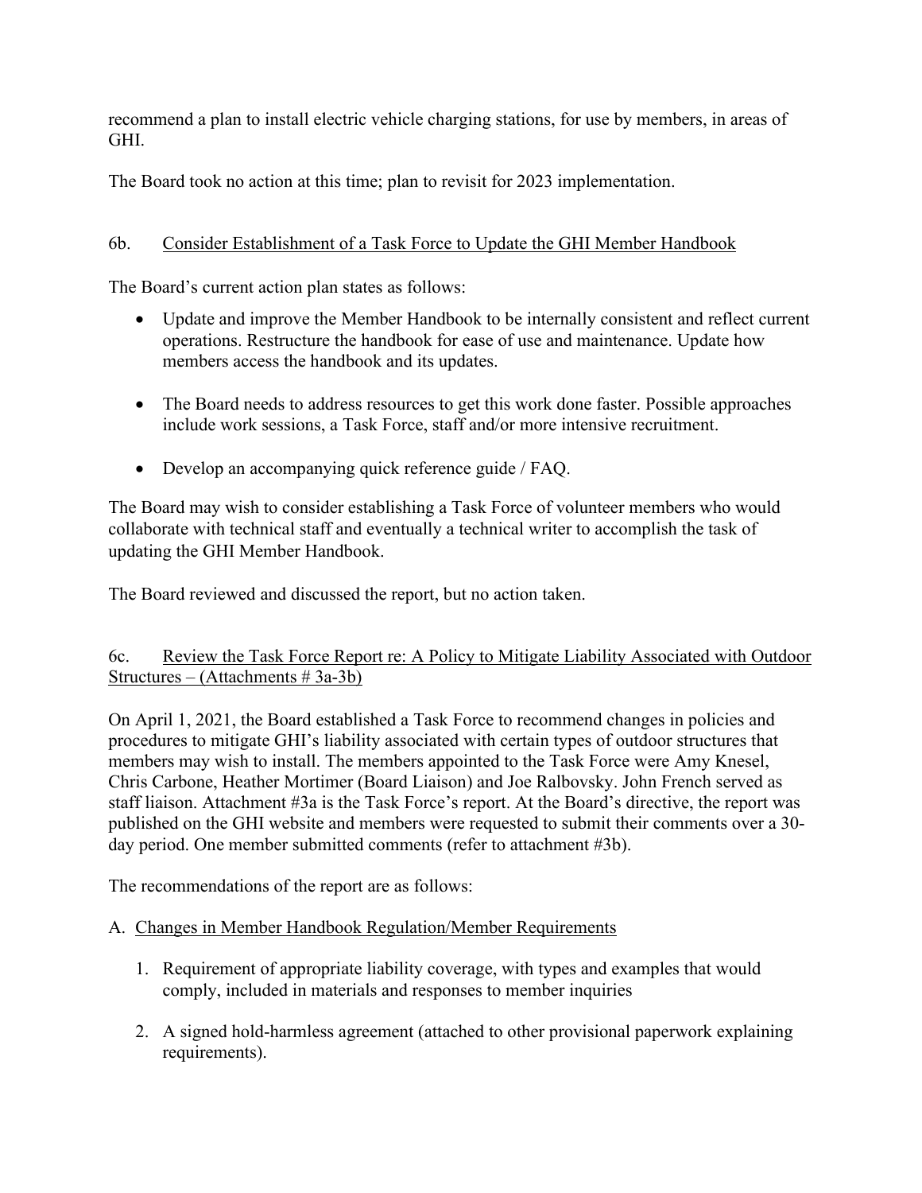recommend a plan to install electric vehicle charging stations, for use by members, in areas of GHI.

The Board took no action at this time; plan to revisit for 2023 implementation.

## 6b. Consider Establishment of a Task Force to Update the GHI Member Handbook

The Board's current action plan states as follows:

- Update and improve the Member Handbook to be internally consistent and reflect current operations. Restructure the handbook for ease of use and maintenance. Update how members access the handbook and its updates.
- The Board needs to address resources to get this work done faster. Possible approaches include work sessions, a Task Force, staff and/or more intensive recruitment.
- Develop an accompanying quick reference guide / FAQ.

The Board may wish to consider establishing a Task Force of volunteer members who would collaborate with technical staff and eventually a technical writer to accomplish the task of updating the GHI Member Handbook.

The Board reviewed and discussed the report, but no action taken.

## 6c. Review the Task Force Report re: A Policy to Mitigate Liability Associated with Outdoor Structures – (Attachments # 3a-3b)

On April 1, 2021, the Board established a Task Force to recommend changes in policies and procedures to mitigate GHI's liability associated with certain types of outdoor structures that members may wish to install. The members appointed to the Task Force were Amy Knesel, Chris Carbone, Heather Mortimer (Board Liaison) and Joe Ralbovsky. John French served as staff liaison. Attachment #3a is the Task Force's report. At the Board's directive, the report was published on the GHI website and members were requested to submit their comments over a 30-day period. One member submitted comments (refer to attachment #3b).

The recommendations of the report are as follows:

A. Changes in Member Handbook Regulation/Member Requirements

1. Requirement of appropriate liability coverage, with types and examples that would comply, included in materials and responses to member inquiries
2. A signed hold-harmless agreement (attached to other provisional paperwork explaining requirements).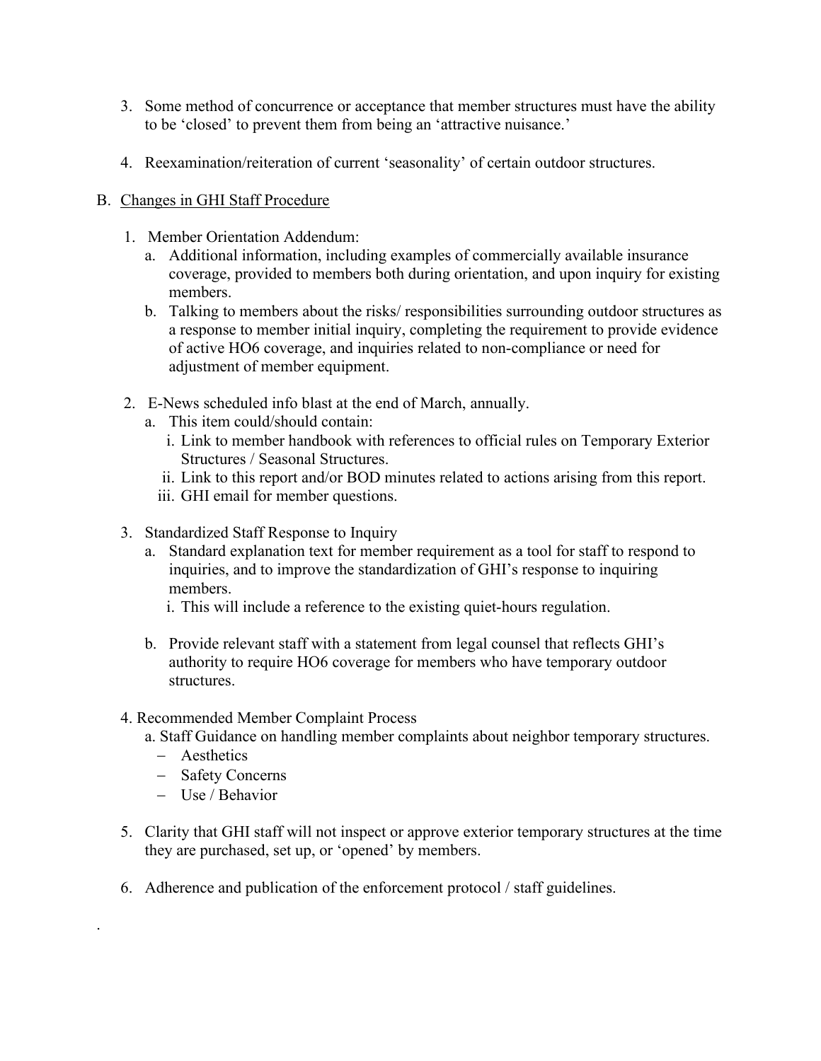3. Some method of concurrence or acceptance that member structures must have the ability to be 'closed' to prevent them from being an 'attractive nuisance.'

4. Reexamination/reiteration of current 'seasonality' of certain outdoor structures.

B. <u>Changes in GHI Staff Procedure</u>

1. Member Orientation Addendum:
   a. Additional information, including examples of commercially available insurance coverage, provided to members both during orientation, and upon inquiry for existing members.
   b. Talking to members about the risks/ responsibilities surrounding outdoor structures as a response to member initial inquiry, completing the requirement to provide evidence of active HO6 coverage, and inquiries related to non-compliance or need for adjustment of member equipment.

2. E-News scheduled info blast at the end of March, annually.
   a. This item could/should contain:
      i. Link to member handbook with references to official rules on Temporary Exterior Structures / Seasonal Structures.
      ii. Link to this report and/or BOD minutes related to actions arising from this report.
      iii. GHI email for member questions.

3. Standardized Staff Response to Inquiry
   a. Standard explanation text for member requirement as a tool for staff to respond to inquiries, and to improve the standardization of GHI's response to inquiring members.
      i. This will include a reference to the existing quiet-hours regulation.

   b. Provide relevant staff with a statement from legal counsel that reflects GHI's authority to require HO6 coverage for members who have temporary outdoor structures.

4. Recommended Member Complaint Process
   a. Staff Guidance on handling member complaints about neighbor temporary structures.
      - Aesthetics
      - Safety Concerns
      - Use / Behavior

5. Clarity that GHI staff will not inspect or approve exterior temporary structures at the time they are purchased, set up, or 'opened' by members.

6. Adherence and publication of the enforcement protocol / staff guidelines.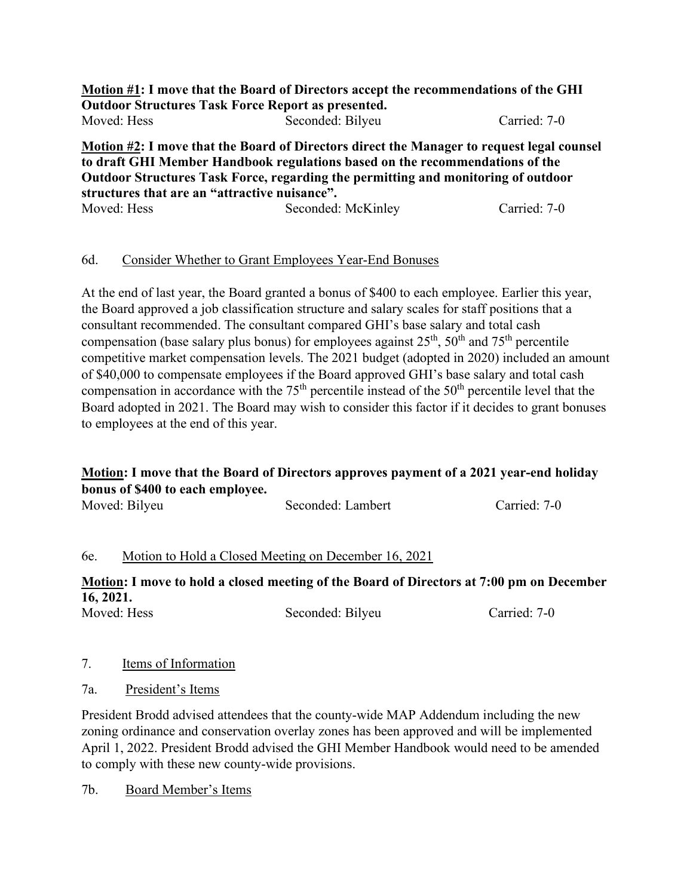**<u>Motion #1</u>: I move that the Board of Directors accept the recommendations of the GHI Outdoor Structures Task Force Report as presented.**

Moved: Hess Seconded: Bilyeu Carried: 7-0

**<u>Motion #2</u>: I move that the Board of Directors direct the Manager to request legal counsel to draft GHI Member Handbook regulations based on the recommendations of the Outdoor Structures Task Force, regarding the permitting and monitoring of outdoor structures that are an "attractive nuisance".**

Moved: Hess Seconded: McKinley Carried: 7-0

6d. <u>Consider Whether to Grant Employees Year-End Bonuses</u>

At the end of last year, the Board granted a bonus of $400 to each employee. Earlier this year, the Board approved a job classification structure and salary scales for staff positions that a consultant recommended. The consultant compared GHI's base salary and total cash compensation (base salary plus bonus) for employees against 25th, 50th and 75th percentile competitive market compensation levels. The 2021 budget (adopted in 2020) included an amount of $40,000 to compensate employees if the Board approved GHI's base salary and total cash compensation in accordance with the 75th percentile instead of the 50th percentile level that the Board adopted in 2021. The Board may wish to consider this factor if it decides to grant bonuses to employees at the end of this year.

**<u>Motion</u>: I move that the Board of Directors approves payment of a 2021 year-end holiday bonus of $400 to each employee.**

Moved: Bilyeu Seconded: Lambert Carried: 7-0

6e. <u>Motion to Hold a Closed Meeting on December 16, 2021</u>

**<u>Motion</u>: I move to hold a closed meeting of the Board of Directors at 7:00 pm on December 16, 2021.**

Moved: Hess Seconded: Bilyeu Carried: 7-0

7. <u>Items of Information</u>

7a. <u>President's Items</u>

President Brodd advised attendees that the county-wide MAP Addendum including the new zoning ordinance and conservation overlay zones has been approved and will be implemented April 1, 2022. President Brodd advised the GHI Member Handbook would need to be amended to comply with these new county-wide provisions.

7b. <u>Board Member's Items</u>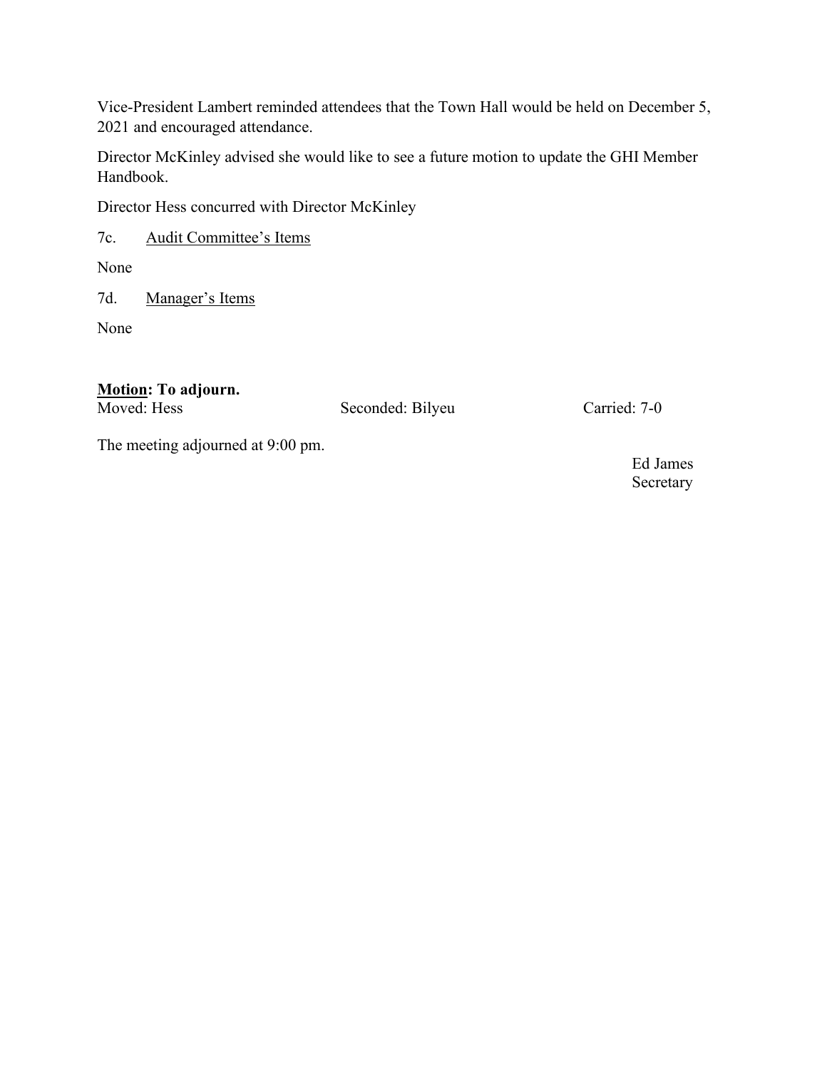Vice-President Lambert reminded attendees that the Town Hall would be held on December 5, 2021 and encouraged attendance.

Director McKinley advised she would like to see a future motion to update the GHI Member Handbook.

Director Hess concurred with Director McKinley

7c. Audit Committee's Items

None

7d. Manager's Items

None

**Motion: To adjourn.**
Moved: Hess Seconded: Bilyeu Carried: 7-0

The meeting adjourned at 9:00 pm.

Ed James
Secretary